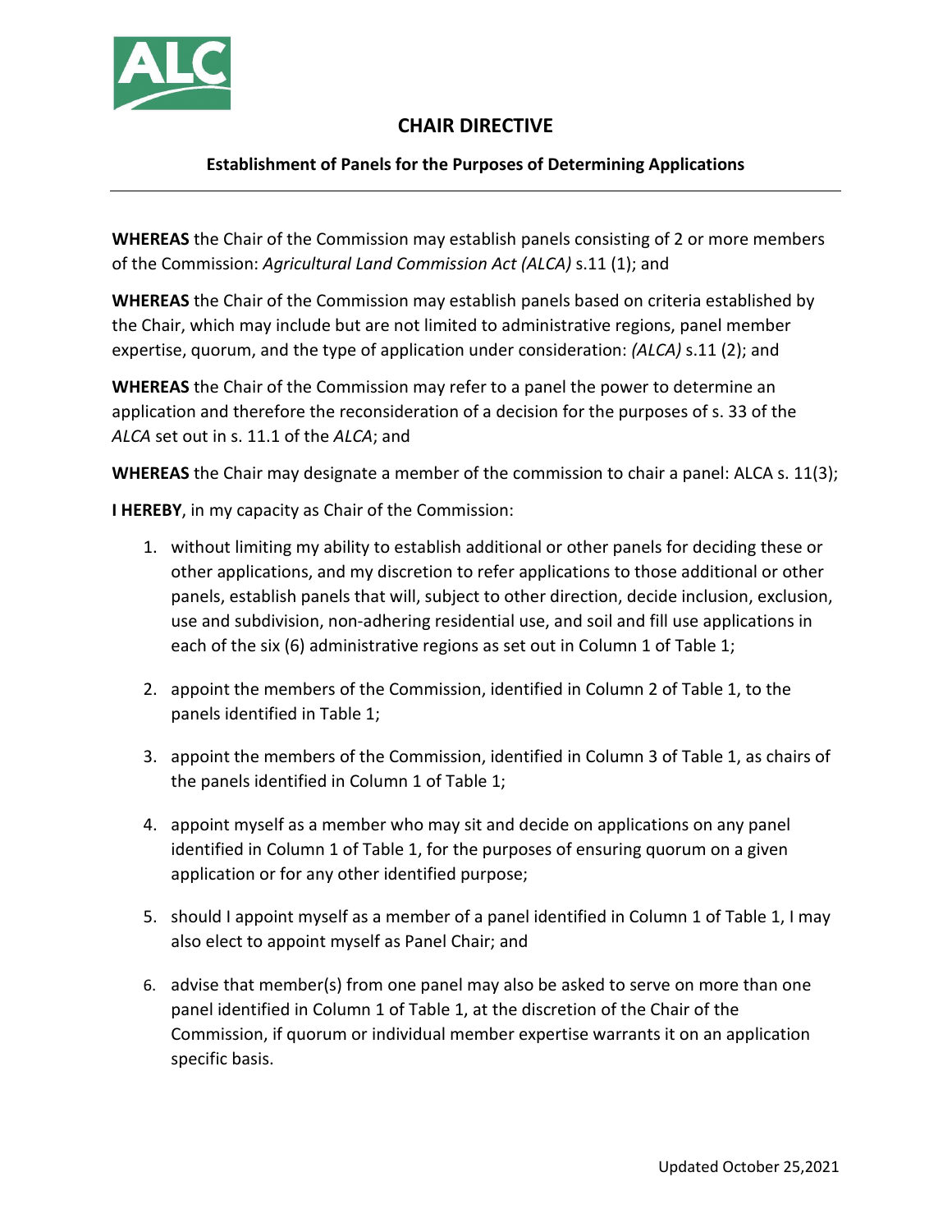# CHAIR DIRECTIVE

## Establishment of Panels for the Purposes of Determining Applications

---

**WHEREAS** the Chair of the Commission may establish panels consisting of 2 or more members of the Commission: *Agricultural Land Commission Act (ALCA)* s.11 (1); and

**WHEREAS** the Chair of the Commission may establish panels based on criteria established by the Chair, which may include but are not limited to administrative regions, panel member expertise, quorum, and the type of application under consideration: *(ALCA)* s.11 (2); and

**WHEREAS** the Chair of the Commission may refer to a panel the power to determine an application and therefore the reconsideration of a decision for the purposes of s. 33 of the *ALCA* set out in s. 11.1 of the *ALCA*; and

**WHEREAS** the Chair may designate a member of the commission to chair a panel: ALCA s. 11(3);

**I HEREBY**, in my capacity as Chair of the Commission:

1. without limiting my ability to establish additional or other panels for deciding these or other applications, and my discretion to refer applications to those additional or other panels, establish panels that will, subject to other direction, decide inclusion, exclusion, use and subdivision, non-adhering residential use, and soil and fill use applications in each of the six (6) administrative regions as set out in Column 1 of Table 1;
2. appoint the members of the Commission, identified in Column 2 of Table 1, to the panels identified in Table 1;
3. appoint the members of the Commission, identified in Column 3 of Table 1, as chairs of the panels identified in Column 1 of Table 1;
4. appoint myself as a member who may sit and decide on applications on any panel identified in Column 1 of Table 1, for the purposes of ensuring quorum on a given application or for any other identified purpose;
5. should I appoint myself as a member of a panel identified in Column 1 of Table 1, I may also elect to appoint myself as Panel Chair; and
6. advise that member(s) from one panel may also be asked to serve on more than one panel identified in Column 1 of Table 1, at the discretion of the Chair of the Commission, if quorum or individual member expertise warrants it on an application specific basis.

Updated October 25,2021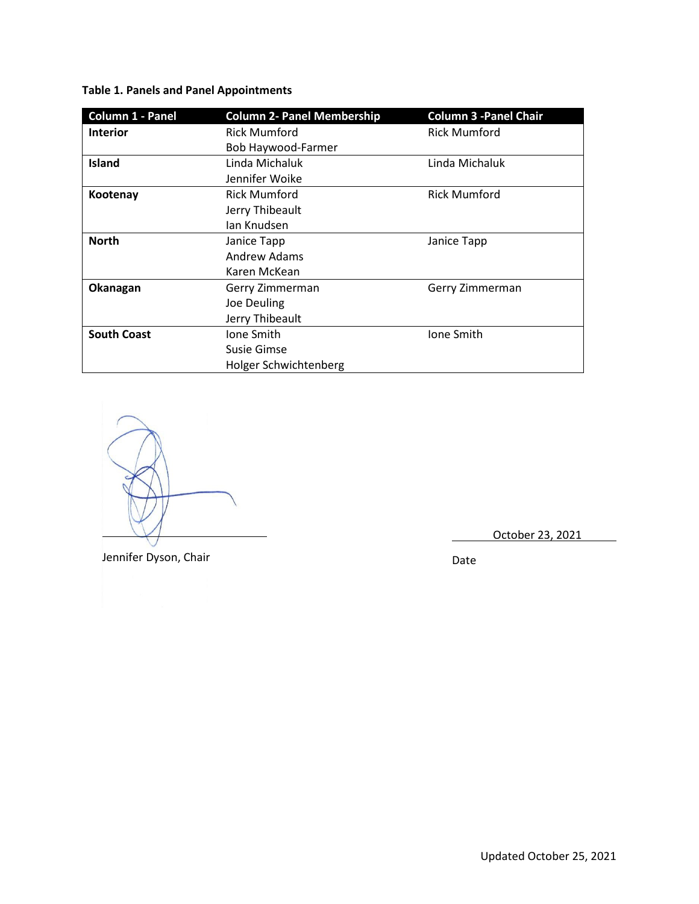**Table 1. Panels and Panel Appointments**

| Column 1 - Panel | Column 2- Panel Membership | Column 3 -Panel Chair |
|---|---|---|
| **Interior** | Rick Mumford<br>Bob Haywood-Farmer | Rick Mumford |
| **Island** | Linda Michaluk<br>Jennifer Woike | Linda Michaluk |
| **Kootenay** | Rick Mumford<br>Jerry Thibeault<br>Ian Knudsen | Rick Mumford |
| **North** | Janice Tapp<br>Andrew Adams<br>Karen McKean | Janice Tapp |
| **Okanagan** | Gerry Zimmerman<br>Joe Deuling<br>Jerry Thibeault | Gerry Zimmerman |
| **South Coast** | Ione Smith<br>Susie Gimse<br>Holger Schwichtenberg | Ione Smith |

Jennifer Dyson, Chair

October 23, 2021

Date

Updated October 25, 2021